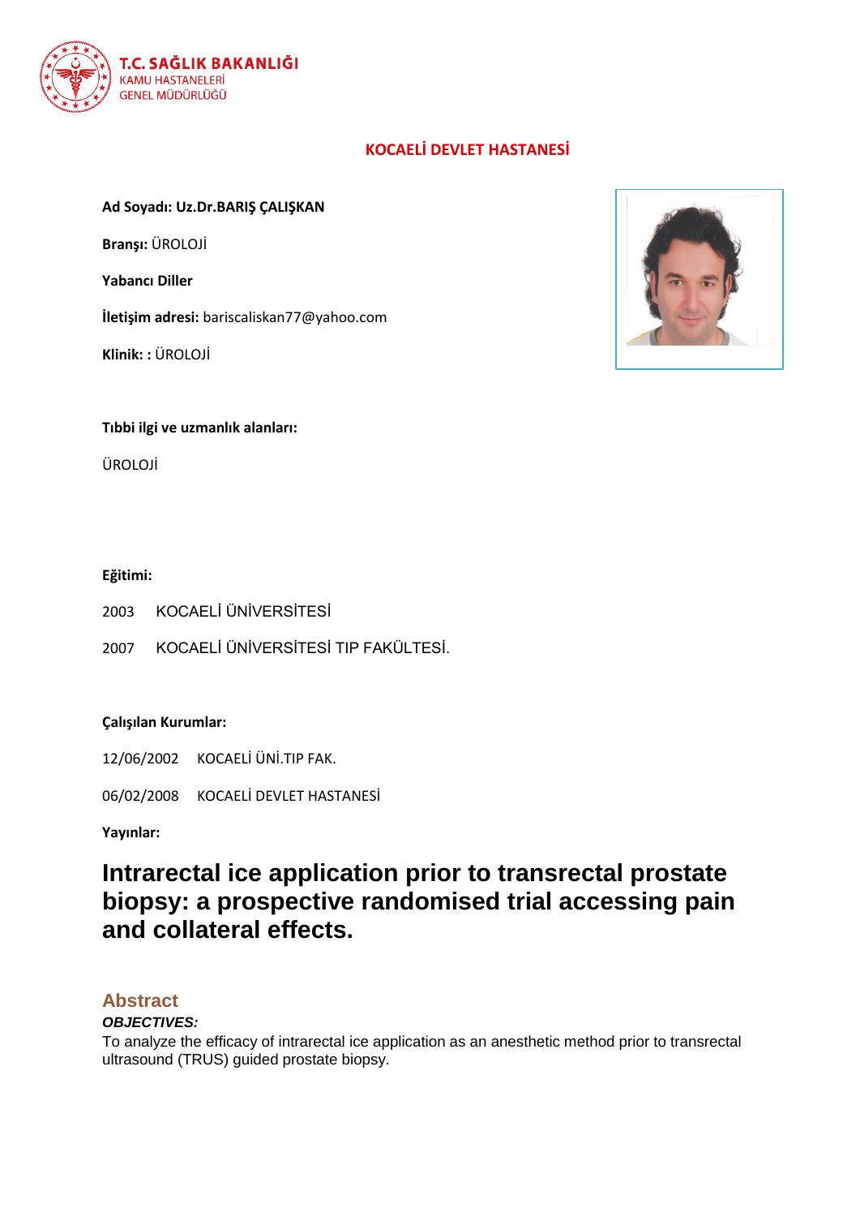T.C. SAĞLIK BAKANLIĞI
KAMU HASTANELERİ
GENEL MÜDÜRLÜĞÜ

## KOCAELİ DEVLET HASTANESİ

**Ad Soyadı: Uz.Dr.BARIŞ ÇALIŞKAN**

**Branşı:** ÜROLOJİ

**Yabancı Diller**

**İletişim adresi:** bariscaliskan77@yahoo.com

**Klinik: :** ÜROLOJİ

**Tıbbi ilgi ve uzmanlık alanları:**

ÜROLOJİ

**Eğitimi:**

2003 KOCAELİ ÜNİVERSİTESİ

2007 KOCAELİ ÜNİVERSİTESİ TIP FAKÜLTESİ.

**Çalışılan Kurumlar:**

12/06/2002 KOCAELİ ÜNİ.TIP FAK.

06/02/2008 KOCAELİ DEVLET HASTANESİ

**Yayınlar:**

# Intrarectal ice application prior to transrectal prostate biopsy: a prospective randomised trial accessing pain and collateral effects.

## Abstract

***OBJECTIVES:***

To analyze the efficacy of intrarectal ice application as an anesthetic method prior to transrectal ultrasound (TRUS) guided prostate biopsy.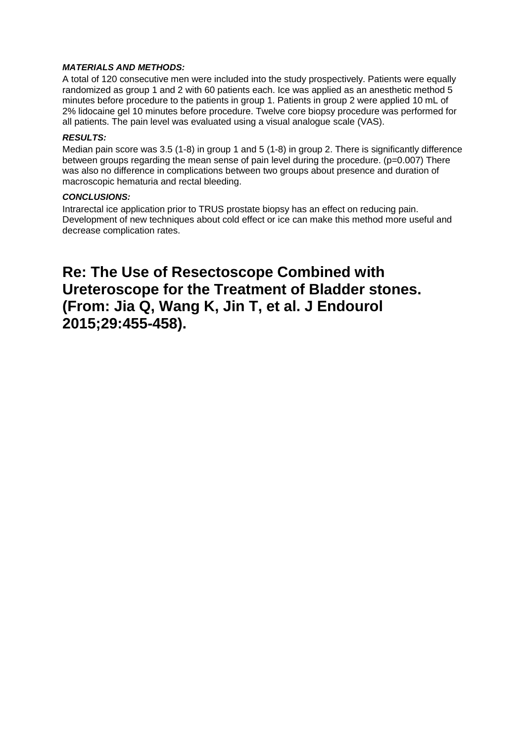***MATERIALS AND METHODS:***

A total of 120 consecutive men were included into the study prospectively. Patients were equally randomized as group 1 and 2 with 60 patients each. Ice was applied as an anesthetic method 5 minutes before procedure to the patients in group 1. Patients in group 2 were applied 10 mL of 2% lidocaine gel 10 minutes before procedure. Twelve core biopsy procedure was performed for all patients. The pain level was evaluated using a visual analogue scale (VAS).

***RESULTS:***

Median pain score was 3.5 (1-8) in group 1 and 5 (1-8) in group 2. There is significantly difference between groups regarding the mean sense of pain level during the procedure. ($p=0.007$) There was also no difference in complications between two groups about presence and duration of macroscopic hematuria and rectal bleeding.

***CONCLUSIONS:***

Intrarectal ice application prior to TRUS prostate biopsy has an effect on reducing pain. Development of new techniques about cold effect or ice can make this method more useful and decrease complication rates.

# Re: The Use of Resectoscope Combined with Ureteroscope for the Treatment of Bladder stones. (From: Jia Q, Wang K, Jin T, et al. J Endourol 2015;29:455-458).